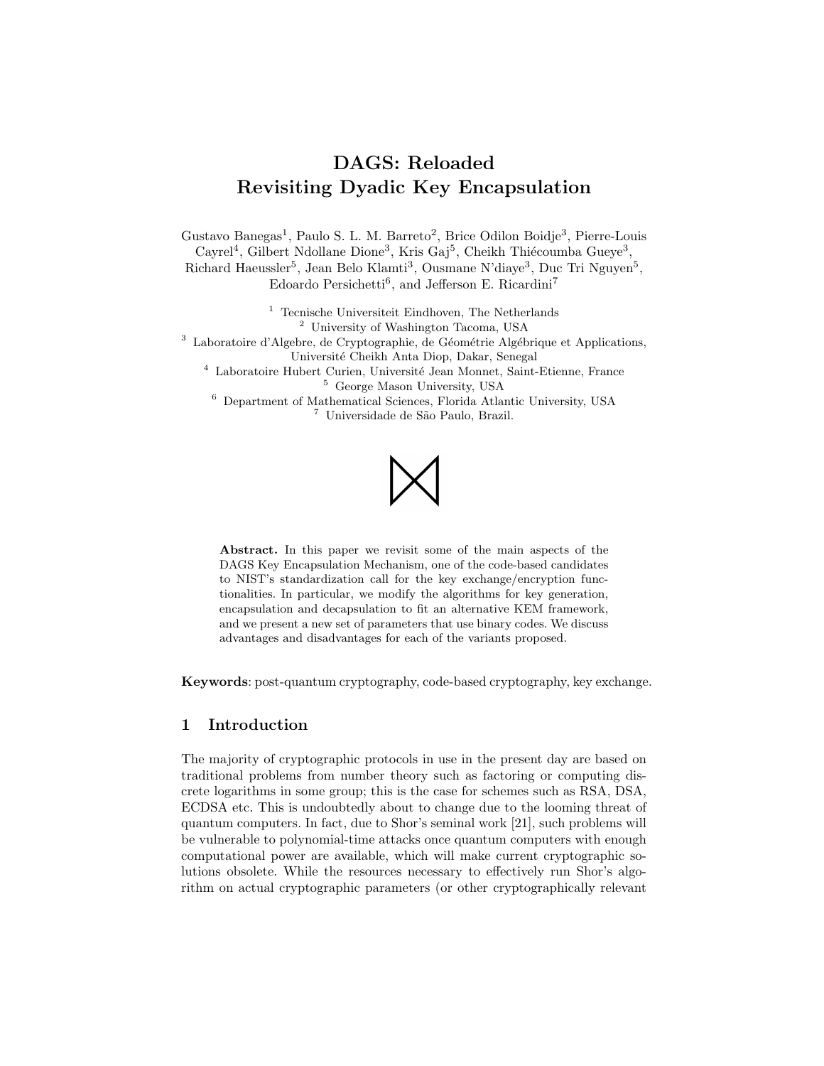# DAGS: Reloaded
# Revisiting Dyadic Key Encapsulation

Gustavo Banegas[1], Paulo S. L. M. Barreto[2], Brice Odilon Boidje[3], Pierre-Louis Cayrel[4], Gilbert Ndollane Dione[3], Kris Gaj[5], Cheikh Thiécoumba Gueye[3], Richard Haeussler[5], Jean Belo Klamti[3], Ousmane N'diaye[3], Duc Tri Nguyen[5], Edoardo Persichetti[6], and Jefferson E. Ricardini[7]

[1] Tecnische Universiteit Eindhoven, The Netherlands
[2] University of Washington Tacoma, USA
[3] Laboratoire d'Algebre, de Cryptographie, de Géométrie Algébrique et Applications, Université Cheikh Anta Diop, Dakar, Senegal
[4] Laboratoire Hubert Curien, Université Jean Monnet, Saint-Etienne, France
[5] George Mason University, USA
[6] Department of Mathematical Sciences, Florida Atlantic University, USA
[7] Universidade de São Paulo, Brazil.

$\bowtie$

**Abstract.** In this paper we revisit some of the main aspects of the DAGS Key Encapsulation Mechanism, one of the code-based candidates to NIST's standardization call for the key exchange/encryption functionalities. In particular, we modify the algorithms for key generation, encapsulation and decapsulation to fit an alternative KEM framework, and we present a new set of parameters that use binary codes. We discuss advantages and disadvantages for each of the variants proposed.

**Keywords**: post-quantum cryptography, code-based cryptography, key exchange.

## 1 Introduction

The majority of cryptographic protocols in use in the present day are based on traditional problems from number theory such as factoring or computing discrete logarithms in some group; this is the case for schemes such as RSA, DSA, ECDSA etc. This is undoubtedly about to change due to the looming threat of quantum computers. In fact, due to Shor's seminal work [21], such problems will be vulnerable to polynomial-time attacks once quantum computers with enough computational power are available, which will make current cryptographic solutions obsolete. While the resources necessary to effectively run Shor's algorithm on actual cryptographic parameters (or other cryptographically relevant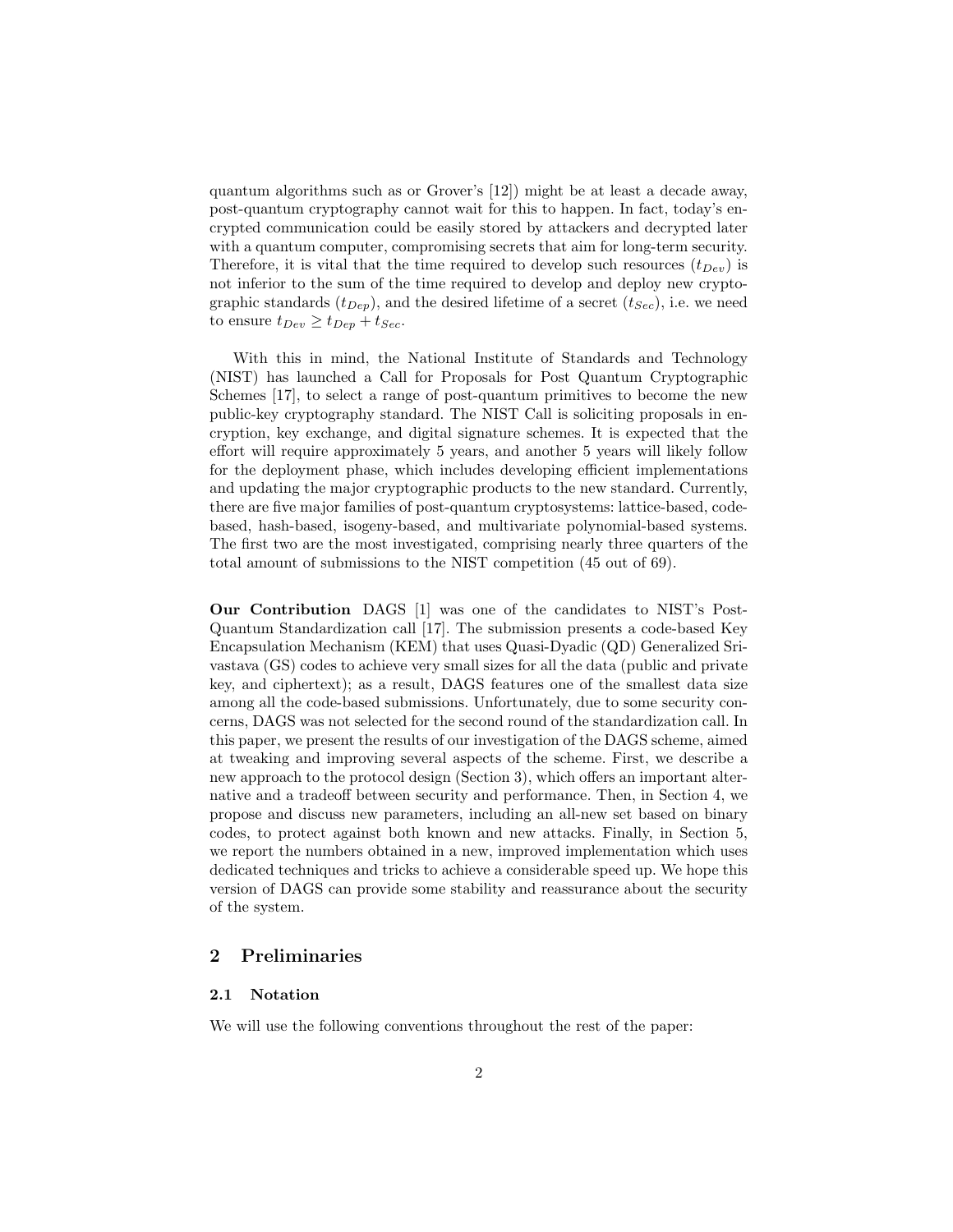quantum algorithms such as or Grover's [12]) might be at least a decade away, post-quantum cryptography cannot wait for this to happen. In fact, today's encrypted communication could be easily stored by attackers and decrypted later with a quantum computer, compromising secrets that aim for long-term security. Therefore, it is vital that the time required to develop such resources ($t_{Dev}$) is not inferior to the sum of the time required to develop and deploy new cryptographic standards ($t_{Dep}$), and the desired lifetime of a secret ($t_{Sec}$), i.e. we need to ensure $t_{Dev} \geq t_{Dep} + t_{Sec}$.

With this in mind, the National Institute of Standards and Technology (NIST) has launched a Call for Proposals for Post Quantum Cryptographic Schemes [17], to select a range of post-quantum primitives to become the new public-key cryptography standard. The NIST Call is soliciting proposals in encryption, key exchange, and digital signature schemes. It is expected that the effort will require approximately 5 years, and another 5 years will likely follow for the deployment phase, which includes developing efficient implementations and updating the major cryptographic products to the new standard. Currently, there are five major families of post-quantum cryptosystems: lattice-based, code-based, hash-based, isogeny-based, and multivariate polynomial-based systems. The first two are the most investigated, comprising nearly three quarters of the total amount of submissions to the NIST competition (45 out of 69).

**Our Contribution** DAGS [1] was one of the candidates to NIST's Post-Quantum Standardization call [17]. The submission presents a code-based Key Encapsulation Mechanism (KEM) that uses Quasi-Dyadic (QD) Generalized Srivastava (GS) codes to achieve very small sizes for all the data (public and private key, and ciphertext); as a result, DAGS features one of the smallest data size among all the code-based submissions. Unfortunately, due to some security concerns, DAGS was not selected for the second round of the standardization call. In this paper, we present the results of our investigation of the DAGS scheme, aimed at tweaking and improving several aspects of the scheme. First, we describe a new approach to the protocol design (Section 3), which offers an important alternative and a tradeoff between security and performance. Then, in Section 4, we propose and discuss new parameters, including an all-new set based on binary codes, to protect against both known and new attacks. Finally, in Section 5, we report the numbers obtained in a new, improved implementation which uses dedicated techniques and tricks to achieve a considerable speed up. We hope this version of DAGS can provide some stability and reassurance about the security of the system.

## 2 Preliminaries

### 2.1 Notation

We will use the following conventions throughout the rest of the paper: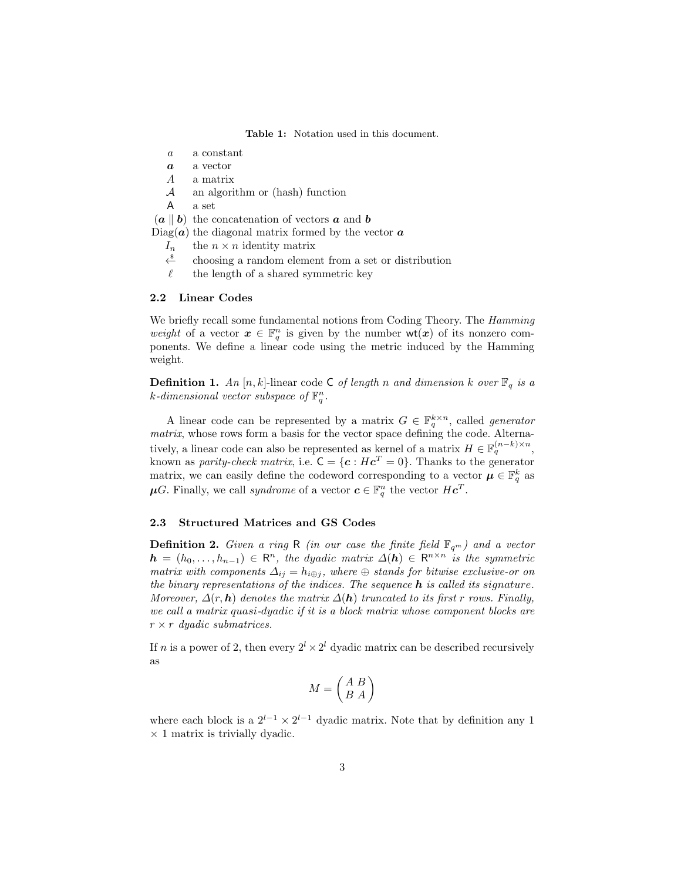**Table 1:** Notation used in this document.

| | |
|---|---|
| $a$ | a constant |
| $\boldsymbol{a}$ | a vector |
| $A$ | a matrix |
| $\mathcal{A}$ | an algorithm or (hash) function |
| $\mathsf{A}$ | a set |
| $(\boldsymbol{a} \parallel \boldsymbol{b})$ | the concatenation of vectors $\boldsymbol{a}$ and $\boldsymbol{b}$ |
| $\mathrm{Diag}(\boldsymbol{a})$ | the diagonal matrix formed by the vector $\boldsymbol{a}$ |
| $I_n$ | the $n \times n$ identity matrix |
| $\xleftarrow{\$}$ | choosing a random element from a set or distribution |
| $\ell$ | the length of a shared symmetric key |

### 2.2 Linear Codes

We briefly recall some fundamental notions from Coding Theory. The *Hamming weight* of a vector $\boldsymbol{x} \in \mathbb{F}_q^n$ is given by the number $\mathsf{wt}(\boldsymbol{x})$ of its nonzero components. We define a linear code using the metric induced by the Hamming weight.

**Definition 1.** *An $[n, k]$-linear code $\mathsf{C}$ of length $n$ and dimension $k$ over $\mathbb{F}_q$ is a $k$-dimensional vector subspace of $\mathbb{F}_q^n$.*

A linear code can be represented by a matrix $G \in \mathbb{F}_q^{k \times n}$, called *generator matrix*, whose rows form a basis for the vector space defining the code. Alternatively, a linear code can also be represented as kernel of a matrix $H \in \mathbb{F}_q^{(n-k)\times n}$, known as *parity-check matrix*, i.e. $\mathsf{C} = \{\boldsymbol{c} : H\boldsymbol{c}^T = 0\}$. Thanks to the generator matrix, we can easily define the codeword corresponding to a vector $\boldsymbol{\mu} \in \mathbb{F}_q^k$ as $\boldsymbol{\mu}G$. Finally, we call *syndrome* of a vector $\boldsymbol{c} \in \mathbb{F}_q^n$ the vector $H\boldsymbol{c}^T$.

### 2.3 Structured Matrices and GS Codes

**Definition 2.** *Given a ring $\mathsf{R}$ (in our case the finite field $\mathbb{F}_{q^m}$) and a vector $\boldsymbol{h} = (h_0, \ldots, h_{n-1}) \in \mathsf{R}^n$, the dyadic matrix $\Delta(\boldsymbol{h}) \in \mathsf{R}^{n\times n}$ is the symmetric matrix with components $\Delta_{ij} = h_{i\oplus j}$, where $\oplus$ stands for bitwise exclusive-or on the binary representations of the indices. The sequence $\boldsymbol{h}$ is called its signature. Moreover, $\Delta(r, \boldsymbol{h})$ denotes the matrix $\Delta(\boldsymbol{h})$ truncated to its first $r$ rows. Finally, we call a matrix quasi-dyadic if it is a block matrix whose component blocks are $r \times r$ dyadic submatrices.*

If $n$ is a power of 2, then every $2^l \times 2^l$ dyadic matrix can be described recursively as

$$M = \begin{pmatrix} A & B \\ B & A \end{pmatrix}$$

where each block is a $2^{l-1} \times 2^{l-1}$ dyadic matrix. Note that by definition any $1 \times 1$ matrix is trivially dyadic.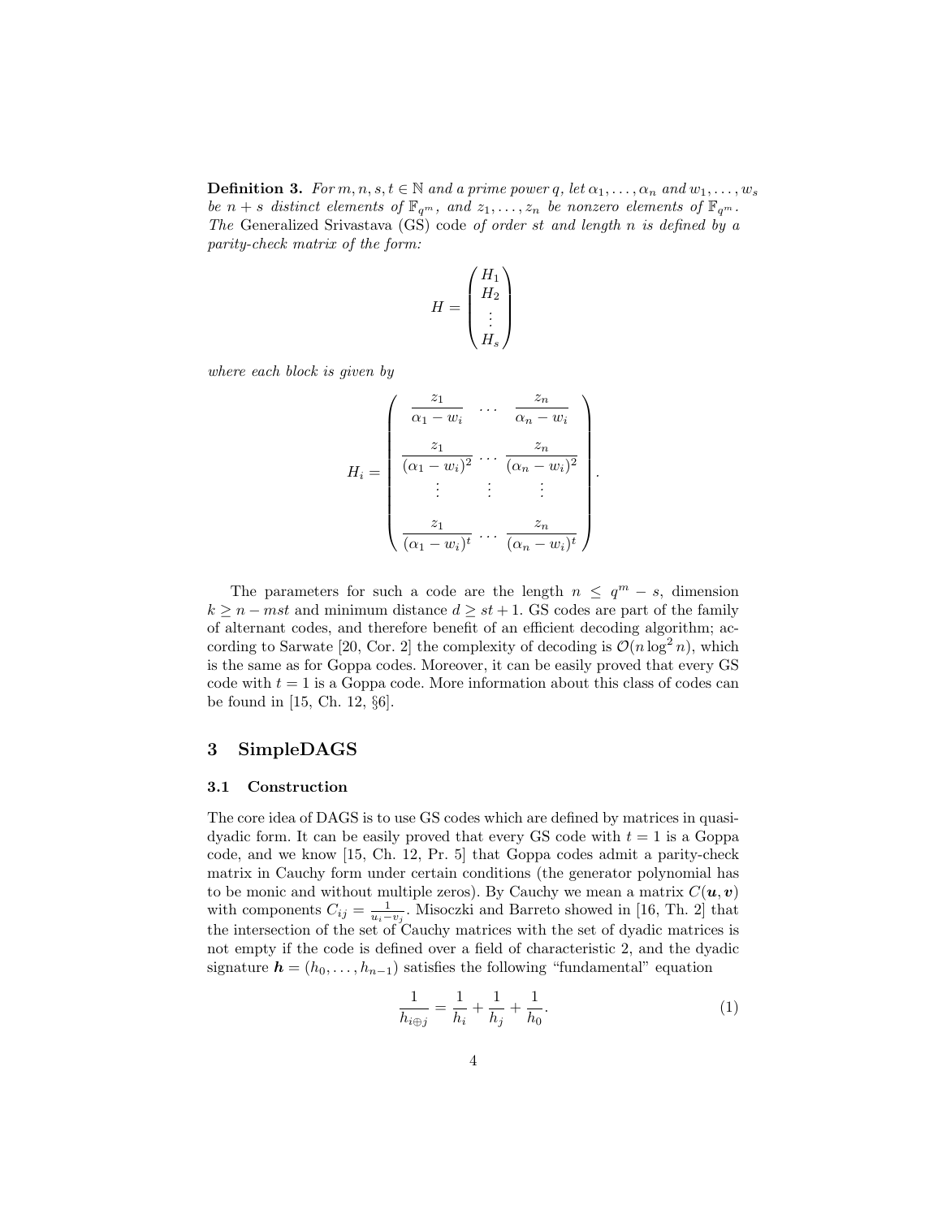**Definition 3.** *For $m, n, s, t \in \mathbb{N}$ and a prime power $q$, let $\alpha_1, \ldots, \alpha_n$ and $w_1, \ldots, w_s$ be $n+s$ distinct elements of $\mathbb{F}_{q^m}$, and $z_1, \ldots, z_n$ be nonzero elements of $\mathbb{F}_{q^m}$. The* Generalized Srivastava (GS) code *of order $st$ and length $n$ is defined by a parity-check matrix of the form:*

$$H = \begin{pmatrix} H_1 \\ H_2 \\ \vdots \\ H_s \end{pmatrix}$$

*where each block is given by*

$$H_i = \begin{pmatrix} \dfrac{z_1}{\alpha_1 - w_i} & \cdots & \dfrac{z_n}{\alpha_n - w_i} \\ \dfrac{z_1}{(\alpha_1 - w_i)^2} & \cdots & \dfrac{z_n}{(\alpha_n - w_i)^2} \\ \vdots & \vdots & \vdots \\ \dfrac{z_1}{(\alpha_1 - w_i)^t} & \cdots & \dfrac{z_n}{(\alpha_n - w_i)^t} \end{pmatrix}.$$

The parameters for such a code are the length $n \leq q^m - s$, dimension $k \geq n - mst$ and minimum distance $d \geq st + 1$. GS codes are part of the family of alternant codes, and therefore benefit of an efficient decoding algorithm; according to Sarwate [20, Cor. 2] the complexity of decoding is $\mathcal{O}(n \log^2 n)$, which is the same as for Goppa codes. Moreover, it can be easily proved that every GS code with $t = 1$ is a Goppa code. More information about this class of codes can be found in [15, Ch. 12, §6].

## 3 SimpleDAGS

### 3.1 Construction

The core idea of DAGS is to use GS codes which are defined by matrices in quasi-dyadic form. It can be easily proved that every GS code with $t = 1$ is a Goppa code, and we know [15, Ch. 12, Pr. 5] that Goppa codes admit a parity-check matrix in Cauchy form under certain conditions (the generator polynomial has to be monic and without multiple zeros). By Cauchy we mean a matrix $C(\boldsymbol{u}, \boldsymbol{v})$ with components $C_{ij} = \frac{1}{u_i - v_j}$. Misoczki and Barreto showed in [16, Th. 2] that the intersection of the set of Cauchy matrices with the set of dyadic matrices is not empty if the code is defined over a field of characteristic 2, and the dyadic signature $\boldsymbol{h} = (h_0, \ldots, h_{n-1})$ satisfies the following "fundamental" equation

$$\frac{1}{h_{i \oplus j}} = \frac{1}{h_i} + \frac{1}{h_j} + \frac{1}{h_0}. \tag{1}$$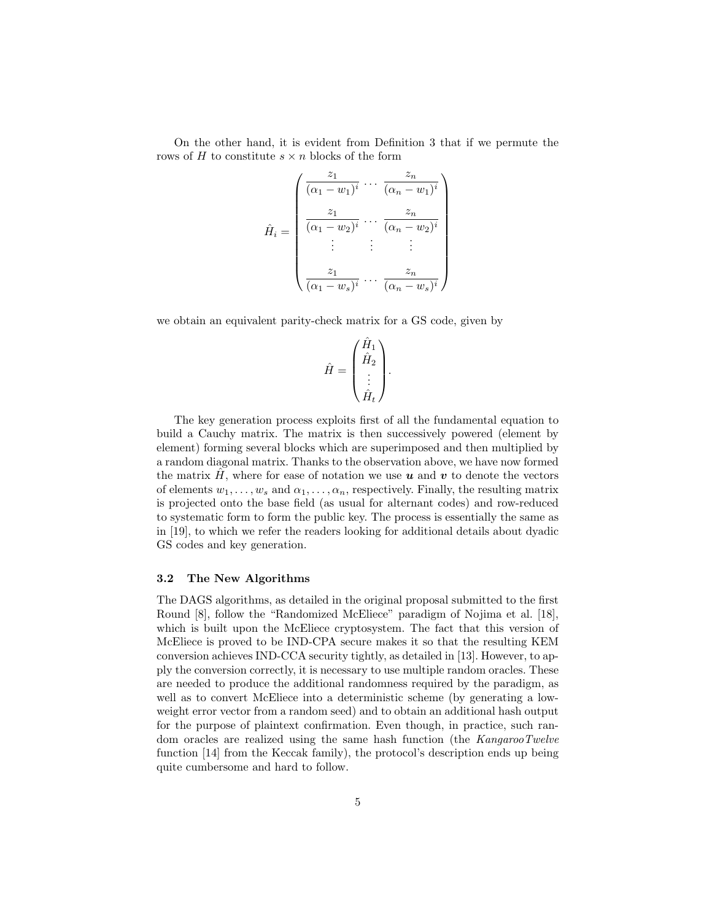On the other hand, it is evident from Definition 3 that if we permute the rows of $H$ to constitute $s \times n$ blocks of the form

$$\hat{H}_i = \begin{pmatrix} \frac{z_1}{(\alpha_1 - w_1)^i} & \cdots & \frac{z_n}{(\alpha_n - w_1)^i} \\ \frac{z_1}{(\alpha_1 - w_2)^i} & \cdots & \frac{z_n}{(\alpha_n - w_2)^i} \\ \vdots & \vdots & \vdots \\ \frac{z_1}{(\alpha_1 - w_s)^i} & \cdots & \frac{z_n}{(\alpha_n - w_s)^i} \end{pmatrix}$$

we obtain an equivalent parity-check matrix for a GS code, given by

$$\hat{H} = \begin{pmatrix} \hat{H}_1 \\ \hat{H}_2 \\ \vdots \\ \hat{H}_t \end{pmatrix}.$$

The key generation process exploits first of all the fundamental equation to build a Cauchy matrix. The matrix is then successively powered (element by element) forming several blocks which are superimposed and then multiplied by a random diagonal matrix. Thanks to the observation above, we have now formed the matrix $\hat{H}$, where for ease of notation we use $\boldsymbol{u}$ and $\boldsymbol{v}$ to denote the vectors of elements $w_1, \ldots, w_s$ and $\alpha_1, \ldots, \alpha_n$, respectively. Finally, the resulting matrix is projected onto the base field (as usual for alternant codes) and row-reduced to systematic form to form the public key. The process is essentially the same as in [19], to which we refer the readers looking for additional details about dyadic GS codes and key generation.

### 3.2 The New Algorithms

The DAGS algorithms, as detailed in the original proposal submitted to the first Round [8], follow the "Randomized McEliece" paradigm of Nojima et al. [18], which is built upon the McEliece cryptosystem. The fact that this version of McEliece is proved to be IND-CPA secure makes it so that the resulting KEM conversion achieves IND-CCA security tightly, as detailed in [13]. However, to apply the conversion correctly, it is necessary to use multiple random oracles. These are needed to produce the additional randomness required by the paradigm, as well as to convert McEliece into a deterministic scheme (by generating a low-weight error vector from a random seed) and to obtain an additional hash output for the purpose of plaintext confirmation. Even though, in practice, such random oracles are realized using the same hash function (the *KangarooTwelve* function [14] from the Keccak family), the protocol's description ends up being quite cumbersome and hard to follow.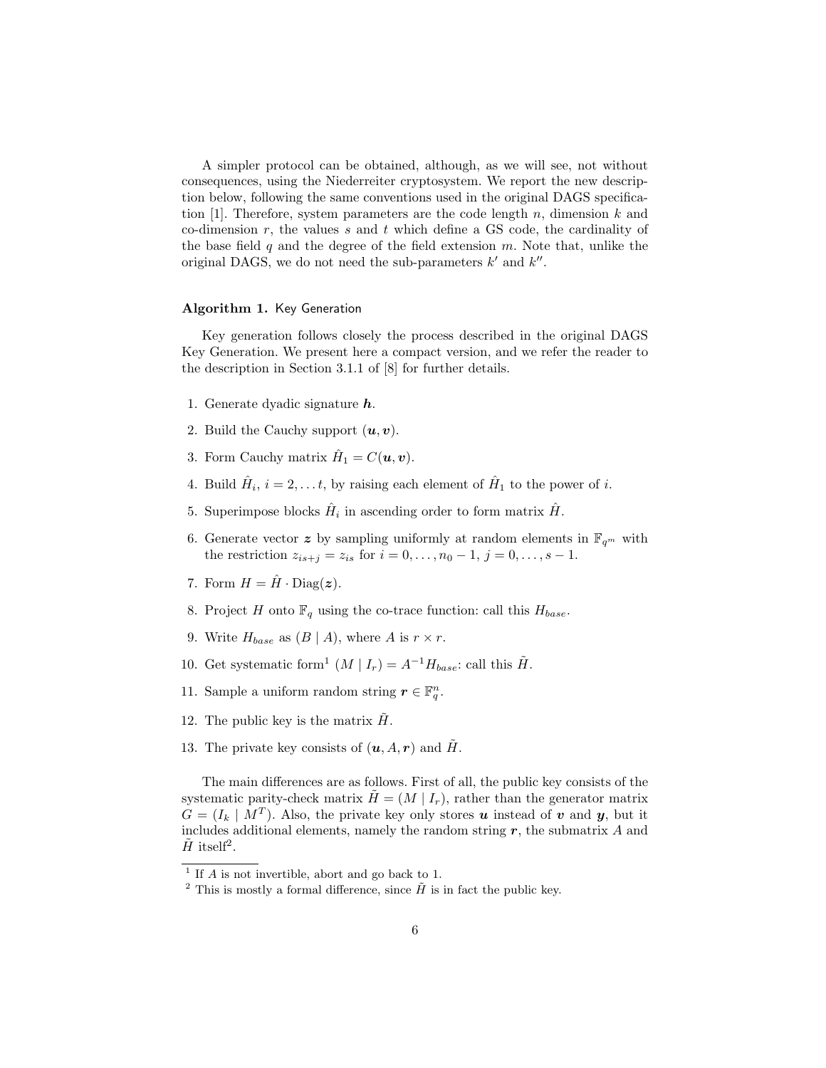A simpler protocol can be obtained, although, as we will see, not without consequences, using the Niederreiter cryptosystem. We report the new description below, following the same conventions used in the original DAGS specification [1]. Therefore, system parameters are the code length $n$, dimension $k$ and co-dimension $r$, the values $s$ and $t$ which define a GS code, the cardinality of the base field $q$ and the degree of the field extension $m$. Note that, unlike the original DAGS, we do not need the sub-parameters $k'$ and $k''$.

**Algorithm 1.** Key Generation

Key generation follows closely the process described in the original DAGS Key Generation. We present here a compact version, and we refer the reader to the description in Section 3.1.1 of [8] for further details.

1. Generate dyadic signature $\boldsymbol{h}$.
2. Build the Cauchy support $(\boldsymbol{u}, \boldsymbol{v})$.
3. Form Cauchy matrix $\hat{H}_1 = C(\boldsymbol{u}, \boldsymbol{v})$.
4. Build $\hat{H}_i$, $i = 2, \ldots t$, by raising each element of $\hat{H}_1$ to the power of $i$.
5. Superimpose blocks $\hat{H}_i$ in ascending order to form matrix $\hat{H}$.
6. Generate vector $\boldsymbol{z}$ by sampling uniformly at random elements in $\mathbb{F}_{q^m}$ with the restriction $z_{is+j} = z_{is}$ for $i = 0, \ldots, n_0 - 1$, $j = 0, \ldots, s - 1$.
7. Form $H = \hat{H} \cdot \mathrm{Diag}(\boldsymbol{z})$.
8. Project $H$ onto $\mathbb{F}_q$ using the co-trace function: call this $H_{base}$.
9. Write $H_{base}$ as $(B \mid A)$, where $A$ is $r \times r$.
10. Get systematic form[1] $(M \mid I_r) = A^{-1} H_{base}$: call this $\tilde{H}$.
11. Sample a uniform random string $\boldsymbol{r} \in \mathbb{F}_q^n$.
12. The public key is the matrix $\tilde{H}$.
13. The private key consists of $(\boldsymbol{u}, A, \boldsymbol{r})$ and $\tilde{H}$.

The main differences are as follows. First of all, the public key consists of the systematic parity-check matrix $\tilde{H} = (M \mid I_r)$, rather than the generator matrix $G = (I_k \mid M^T)$. Also, the private key only stores $\boldsymbol{u}$ instead of $\boldsymbol{v}$ and $\boldsymbol{y}$, but it includes additional elements, namely the random string $\boldsymbol{r}$, the submatrix $A$ and $\tilde{H}$ itself[2].

---

[1] If $A$ is not invertible, abort and go back to 1.

[2] This is mostly a formal difference, since $\tilde{H}$ is in fact the public key.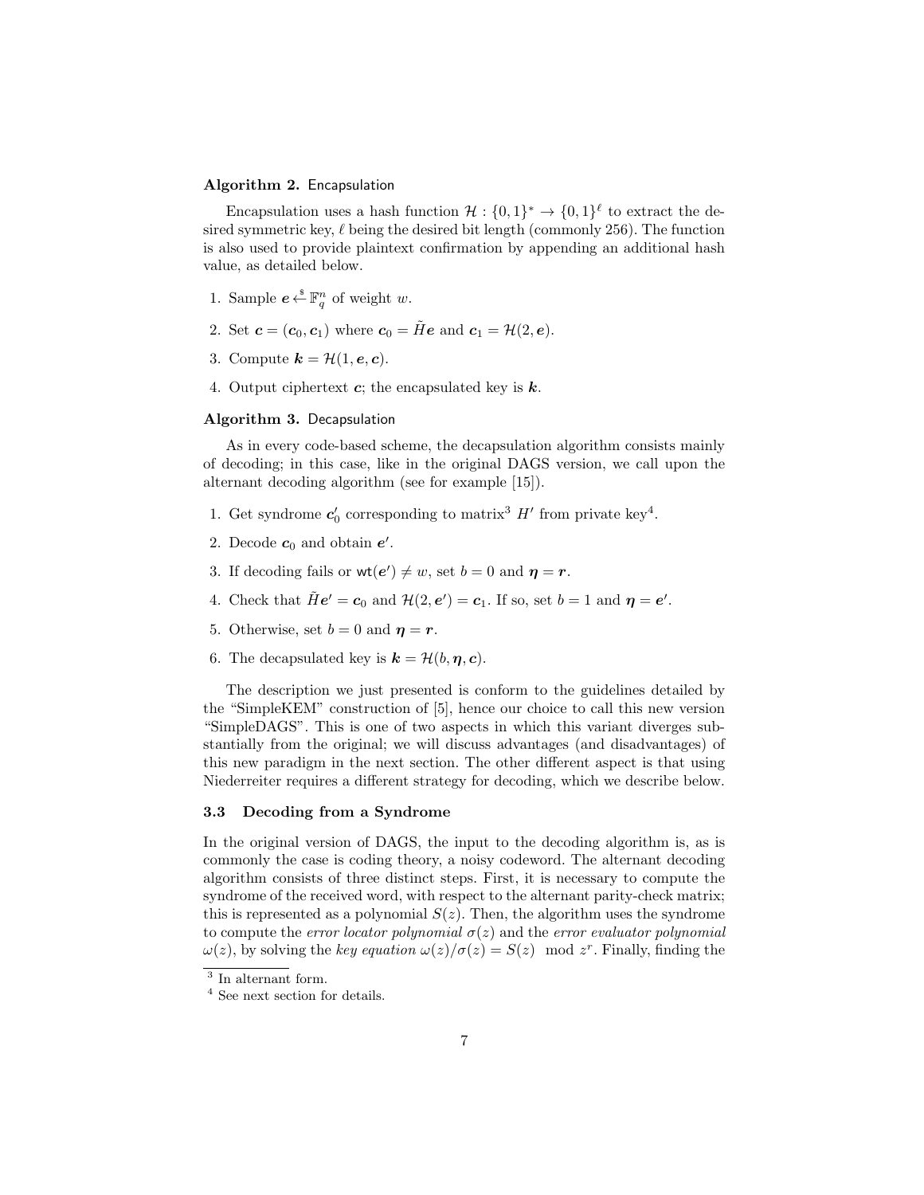**Algorithm 2.** Encapsulation

Encapsulation uses a hash function $\mathcal{H} : \{0,1\}^* \to \{0,1\}^\ell$ to extract the desired symmetric key, $\ell$ being the desired bit length (commonly 256). The function is also used to provide plaintext confirmation by appending an additional hash value, as detailed below.

1. Sample $\boldsymbol{e} \xleftarrow{\$} \mathbb{F}_q^n$ of weight $w$.
2. Set $\boldsymbol{c} = (\boldsymbol{c}_0, \boldsymbol{c}_1)$ where $\boldsymbol{c}_0 = \tilde{H}\boldsymbol{e}$ and $\boldsymbol{c}_1 = \mathcal{H}(2, \boldsymbol{e})$.
3. Compute $\boldsymbol{k} = \mathcal{H}(1, \boldsymbol{e}, \boldsymbol{c})$.
4. Output ciphertext $\boldsymbol{c}$; the encapsulated key is $\boldsymbol{k}$.

**Algorithm 3.** Decapsulation

As in every code-based scheme, the decapsulation algorithm consists mainly of decoding; in this case, like in the original DAGS version, we call upon the alternant decoding algorithm (see for example [15]).

1. Get syndrome $\boldsymbol{c}_0'$ corresponding to matrix[3] $H'$ from private key[4].
2. Decode $\boldsymbol{c}_0$ and obtain $\boldsymbol{e}'$.
3. If decoding fails or $\mathsf{wt}(\boldsymbol{e}') \neq w$, set $b = 0$ and $\boldsymbol{\eta} = \boldsymbol{r}$.
4. Check that $\tilde{H}\boldsymbol{e}' = \boldsymbol{c}_0$ and $\mathcal{H}(2, \boldsymbol{e}') = \boldsymbol{c}_1$. If so, set $b = 1$ and $\boldsymbol{\eta} = \boldsymbol{e}'$.
5. Otherwise, set $b = 0$ and $\boldsymbol{\eta} = \boldsymbol{r}$.
6. The decapsulated key is $\boldsymbol{k} = \mathcal{H}(b, \boldsymbol{\eta}, \boldsymbol{c})$.

The description we just presented is conform to the guidelines detailed by the "SimpleKEM" construction of [5], hence our choice to call this new version "SimpleDAGS". This is one of two aspects in which this variant diverges substantially from the original; we will discuss advantages (and disadvantages) of this new paradigm in the next section. The other different aspect is that using Niederreiter requires a different strategy for decoding, which we describe below.

### 3.3 Decoding from a Syndrome

In the original version of DAGS, the input to the decoding algorithm is, as is commonly the case is coding theory, a noisy codeword. The alternant decoding algorithm consists of three distinct steps. First, it is necessary to compute the syndrome of the received word, with respect to the alternant parity-check matrix; this is represented as a polynomial $S(z)$. Then, the algorithm uses the syndrome to compute the *error locator polynomial* $\sigma(z)$ and the *error evaluator polynomial* $\omega(z)$, by solving the *key equation* $\omega(z)/\sigma(z) = S(z) \mod z^r$. Finally, finding the

[3] In alternant form.

[4] See next section for details.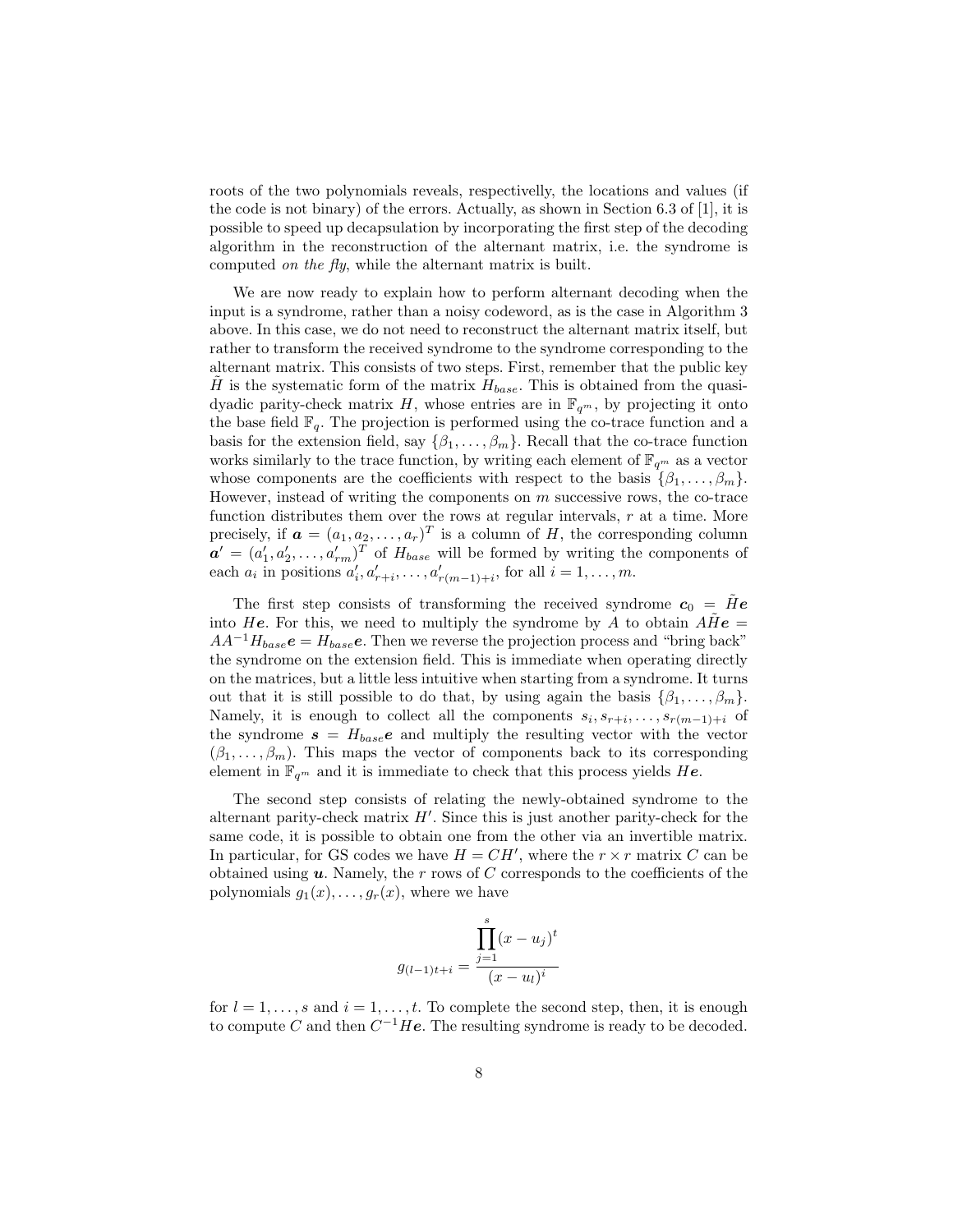roots of the two polynomials reveals, respectivelly, the locations and values (if the code is not binary) of the errors. Actually, as shown in Section 6.3 of [1], it is possible to speed up decapsulation by incorporating the first step of the decoding algorithm in the reconstruction of the alternant matrix, i.e. the syndrome is computed *on the fly*, while the alternant matrix is built.

We are now ready to explain how to perform alternant decoding when the input is a syndrome, rather than a noisy codeword, as is the case in Algorithm 3 above. In this case, we do not need to reconstruct the alternant matrix itself, but rather to transform the received syndrome to the syndrome corresponding to the alternant matrix. This consists of two steps. First, remember that the public key $\tilde{H}$ is the systematic form of the matrix $H_{base}$. This is obtained from the quasi-dyadic parity-check matrix $H$, whose entries are in $\mathbb{F}_{q^m}$, by projecting it onto the base field $\mathbb{F}_q$. The projection is performed using the co-trace function and a basis for the extension field, say $\{\beta_1, \dots, \beta_m\}$. Recall that the co-trace function works similarly to the trace function, by writing each element of $\mathbb{F}_{q^m}$ as a vector whose components are the coefficients with respect to the basis $\{\beta_1, \dots, \beta_m\}$. However, instead of writing the components on $m$ successive rows, the co-trace function distributes them over the rows at regular intervals, $r$ at a time. More precisely, if $\boldsymbol{a} = (a_1, a_2, \dots, a_r)^T$ is a column of $H$, the corresponding column $\boldsymbol{a}' = (a'_1, a'_2, \dots, a'_{rm})^T$ of $H_{base}$ will be formed by writing the components of each $a_i$ in positions $a'_i, a'_{r+i}, \dots, a'_{r(m-1)+i}$, for all $i = 1, \dots, m$.

The first step consists of transforming the received syndrome $\boldsymbol{c}_0 = \tilde{H}\boldsymbol{e}$ into $H\boldsymbol{e}$. For this, we need to multiply the syndrome by $A$ to obtain $A\tilde{H}\boldsymbol{e} = AA^{-1}H_{base}\boldsymbol{e} = H_{base}\boldsymbol{e}$. Then we reverse the projection process and "bring back" the syndrome on the extension field. This is immediate when operating directly on the matrices, but a little less intuitive when starting from a syndrome. It turns out that it is still possible to do that, by using again the basis $\{\beta_1, \dots, \beta_m\}$. Namely, it is enough to collect all the components $s_i, s_{r+i}, \dots, s_{r(m-1)+i}$ of the syndrome $\boldsymbol{s} = H_{base}\boldsymbol{e}$ and multiply the resulting vector with the vector $(\beta_1, \dots, \beta_m)$. This maps the vector of components back to its corresponding element in $\mathbb{F}_{q^m}$ and it is immediate to check that this process yields $H\boldsymbol{e}$.

The second step consists of relating the newly-obtained syndrome to the alternant parity-check matrix $H'$. Since this is just another parity-check for the same code, it is possible to obtain one from the other via an invertible matrix. In particular, for GS codes we have $H = CH'$, where the $r \times r$ matrix $C$ can be obtained using $\boldsymbol{u}$. Namely, the $r$ rows of $C$ corresponds to the coefficients of the polynomials $g_1(x), \dots, g_r(x)$, where we have

$$g_{(l-1)t+i} = \frac{\prod_{j=1}^{s}(x - u_j)^t}{(x - u_l)^i}$$

for $l = 1, \dots, s$ and $i = 1, \dots, t$. To complete the second step, then, it is enough to compute $C$ and then $C^{-1}H\boldsymbol{e}$. The resulting syndrome is ready to be decoded.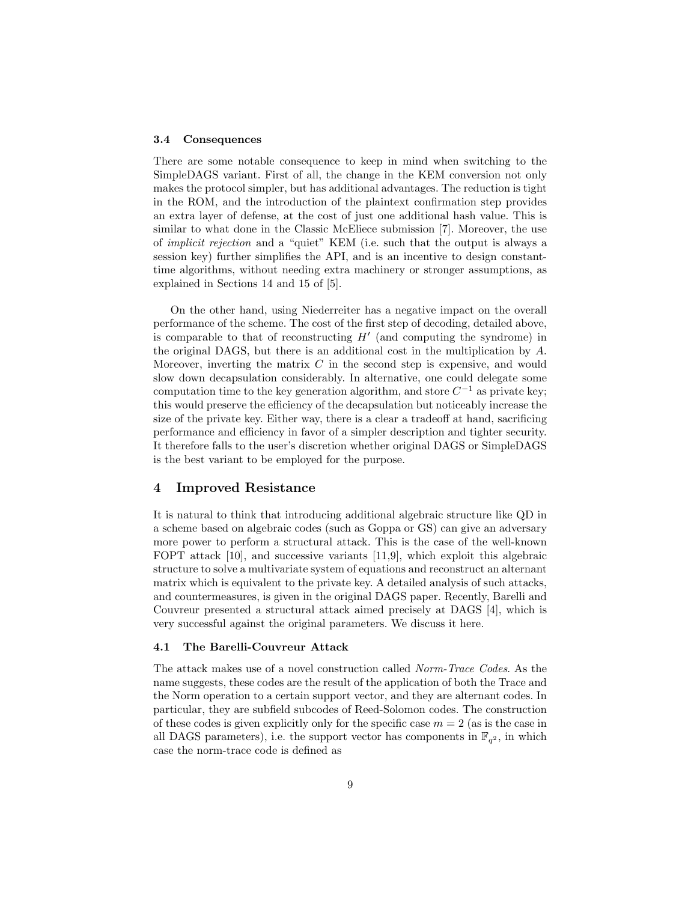### 3.4 Consequences

There are some notable consequence to keep in mind when switching to the SimpleDAGS variant. First of all, the change in the KEM conversion not only makes the protocol simpler, but has additional advantages. The reduction is tight in the ROM, and the introduction of the plaintext confirmation step provides an extra layer of defense, at the cost of just one additional hash value. This is similar to what done in the Classic McEliece submission [7]. Moreover, the use of *implicit rejection* and a "quiet" KEM (i.e. such that the output is always a session key) further simplifies the API, and is an incentive to design constant-time algorithms, without needing extra machinery or stronger assumptions, as explained in Sections 14 and 15 of [5].

On the other hand, using Niederreiter has a negative impact on the overall performance of the scheme. The cost of the first step of decoding, detailed above, is comparable to that of reconstructing $H'$ (and computing the syndrome) in the original DAGS, but there is an additional cost in the multiplication by $A$. Moreover, inverting the matrix $C$ in the second step is expensive, and would slow down decapsulation considerably. In alternative, one could delegate some computation time to the key generation algorithm, and store $C^{-1}$ as private key; this would preserve the efficiency of the decapsulation but noticeably increase the size of the private key. Either way, there is a clear a tradeoff at hand, sacrificing performance and efficiency in favor of a simpler description and tighter security. It therefore falls to the user's discretion whether original DAGS or SimpleDAGS is the best variant to be employed for the purpose.

## 4 Improved Resistance

It is natural to think that introducing additional algebraic structure like QD in a scheme based on algebraic codes (such as Goppa or GS) can give an adversary more power to perform a structural attack. This is the case of the well-known FOPT attack [10], and successive variants [11,9], which exploit this algebraic structure to solve a multivariate system of equations and reconstruct an alternant matrix which is equivalent to the private key. A detailed analysis of such attacks, and countermeasures, is given in the original DAGS paper. Recently, Barelli and Couvreur presented a structural attack aimed precisely at DAGS [4], which is very successful against the original parameters. We discuss it here.

### 4.1 The Barelli-Couvreur Attack

The attack makes use of a novel construction called *Norm-Trace Codes*. As the name suggests, these codes are the result of the application of both the Trace and the Norm operation to a certain support vector, and they are alternant codes. In particular, they are subfield subcodes of Reed-Solomon codes. The construction of these codes is given explicitly only for the specific case $m = 2$ (as is the case in all DAGS parameters), i.e. the support vector has components in $\mathbb{F}_{q^2}$, in which case the norm-trace code is defined as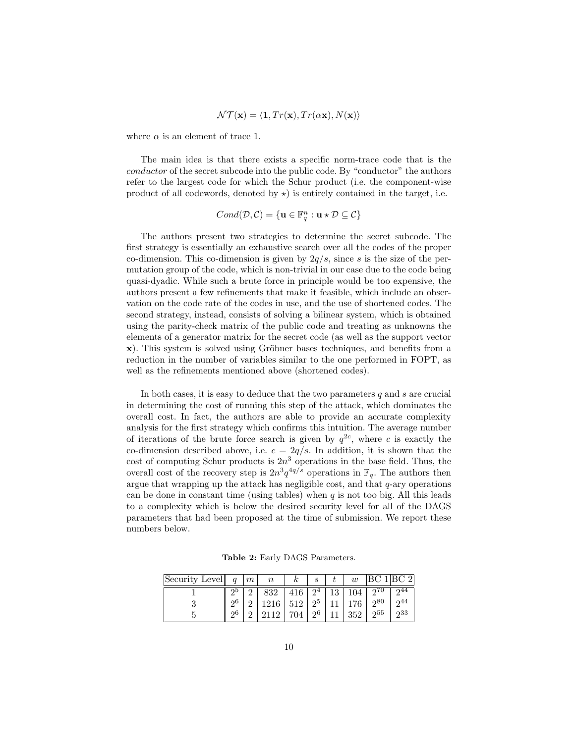$$\mathcal{NT}(\mathbf{x}) = \langle \mathbf{1}, Tr(\mathbf{x}), Tr(\alpha\mathbf{x}), N(\mathbf{x})\rangle$$

where $\alpha$ is an element of trace 1.

The main idea is that there exists a specific norm-trace code that is the *conductor* of the secret subcode into the public code. By "conductor" the authors refer to the largest code for which the Schur product (i.e. the component-wise product of all codewords, denoted by $\star$) is entirely contained in the target, i.e.

$$Cond(\mathcal{D}, \mathcal{C}) = \{\mathbf{u} \in \mathbb{F}_q^n : \mathbf{u} \star \mathcal{D} \subseteq \mathcal{C}\}$$

The authors present two strategies to determine the secret subcode. The first strategy is essentially an exhaustive search over all the codes of the proper co-dimension. This co-dimension is given by $2q/s$, since $s$ is the size of the permutation group of the code, which is non-trivial in our case due to the code being quasi-dyadic. While such a brute force in principle would be too expensive, the authors present a few refinements that make it feasible, which include an observation on the code rate of the codes in use, and the use of shortened codes. The second strategy, instead, consists of solving a bilinear system, which is obtained using the parity-check matrix of the public code and treating as unknowns the elements of a generator matrix for the secret code (as well as the support vector $\mathbf{x}$). This system is solved using Gröbner bases techniques, and benefits from a reduction in the number of variables similar to the one performed in FOPT, as well as the refinements mentioned above (shortened codes).

In both cases, it is easy to deduce that the two parameters $q$ and $s$ are crucial in determining the cost of running this step of the attack, which dominates the overall cost. In fact, the authors are able to provide an accurate complexity analysis for the first strategy which confirms this intuition. The average number of iterations of the brute force search is given by $q^{2c}$, where $c$ is exactly the co-dimension described above, i.e. $c = 2q/s$. In addition, it is shown that the cost of computing Schur products is $2n^3$ operations in the base field. Thus, the overall cost of the recovery step is $2n^3q^{4q/s}$ operations in $\mathbb{F}_q$. The authors then argue that wrapping up the attack has negligible cost, and that $q$-ary operations can be done in constant time (using tables) when $q$ is not too big. All this leads to a complexity which is below the desired security level for all of the DAGS parameters that had been proposed at the time of submission. We report these numbers below.

**Table 2:** Early DAGS Parameters.

| Security Level | $q$ | $m$ | $n$ | $k$ | $s$ | $t$ | $w$ | BC 1 | BC 2 |
|---|---|---|---|---|---|---|---|---|---|
| 1 | $2^5$ | 2 | 832 | 416 | $2^4$ | 13 | 104 | $2^{70}$ | $2^{44}$ |
| 3 | $2^6$ | 2 | 1216 | 512 | $2^5$ | 11 | 176 | $2^{80}$ | $2^{44}$ |
| 5 | $2^6$ | 2 | 2112 | 704 | $2^6$ | 11 | 352 | $2^{55}$ | $2^{33}$ |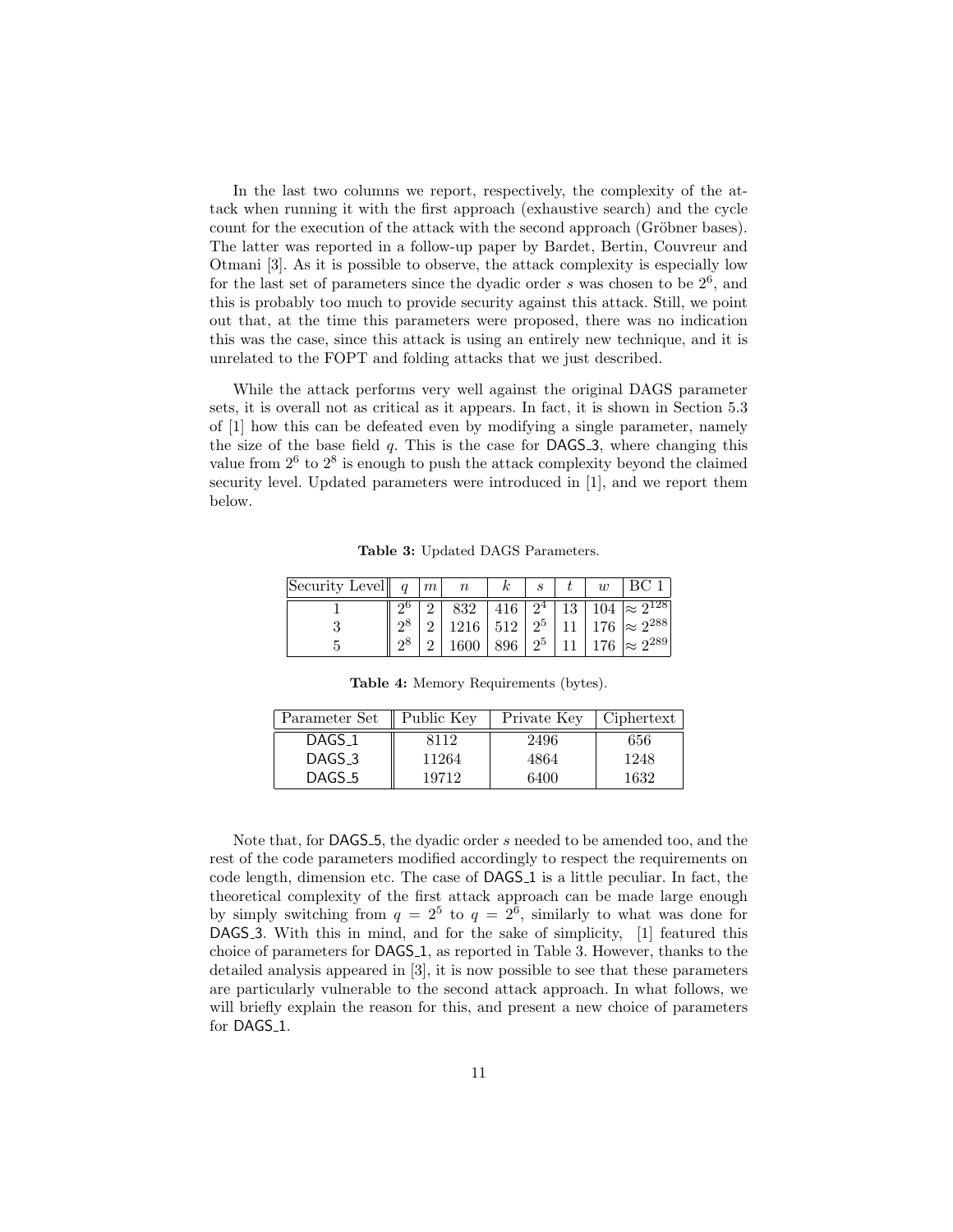In the last two columns we report, respectively, the complexity of the attack when running it with the first approach (exhaustive search) and the cycle count for the execution of the attack with the second approach (Gröbner bases). The latter was reported in a follow-up paper by Bardet, Bertin, Couvreur and Otmani [3]. As it is possible to observe, the attack complexity is especially low for the last set of parameters since the dyadic order $s$ was chosen to be $2^6$, and this is probably too much to provide security against this attack. Still, we point out that, at the time this parameters were proposed, there was no indication this was the case, since this attack is using an entirely new technique, and it is unrelated to the FOPT and folding attacks that we just described.

While the attack performs very well against the original DAGS parameter sets, it is overall not as critical as it appears. In fact, it is shown in Section 5.3 of [1] how this can be defeated even by modifying a single parameter, namely the size of the base field $q$. This is the case for DAGS_3, where changing this value from $2^6$ to $2^8$ is enough to push the attack complexity beyond the claimed security level. Updated parameters were introduced in [1], and we report them below.

**Table 3:** Updated DAGS Parameters.

| Security Level | $q$ | $m$ | $n$ | $k$ | $s$ | $t$ | $w$ | BC 1 |
|---|---|---|---|---|---|---|---|---|
| 1 | $2^6$ | 2 | 832 | 416 | $2^4$ | 13 | 104 | $\approx 2^{128}$ |
| 3 | $2^8$ | 2 | 1216 | 512 | $2^5$ | 11 | 176 | $\approx 2^{288}$ |
| 5 | $2^8$ | 2 | 1600 | 896 | $2^5$ | 11 | 176 | $\approx 2^{289}$ |

**Table 4:** Memory Requirements (bytes).

| Parameter Set | Public Key | Private Key | Ciphertext |
|---|---|---|---|
| DAGS_1 | 8112 | 2496 | 656 |
| DAGS_3 | 11264 | 4864 | 1248 |
| DAGS_5 | 19712 | 6400 | 1632 |

Note that, for DAGS_5, the dyadic order $s$ needed to be amended too, and the rest of the code parameters modified accordingly to respect the requirements on code length, dimension etc. The case of DAGS_1 is a little peculiar. In fact, the theoretical complexity of the first attack approach can be made large enough by simply switching from $q = 2^5$ to $q = 2^6$, similarly to what was done for DAGS_3. With this in mind, and for the sake of simplicity, [1] featured this choice of parameters for DAGS_1, as reported in Table 3. However, thanks to the detailed analysis appeared in [3], it is now possible to see that these parameters are particularly vulnerable to the second attack approach. In what follows, we will briefly explain the reason for this, and present a new choice of parameters for DAGS_1.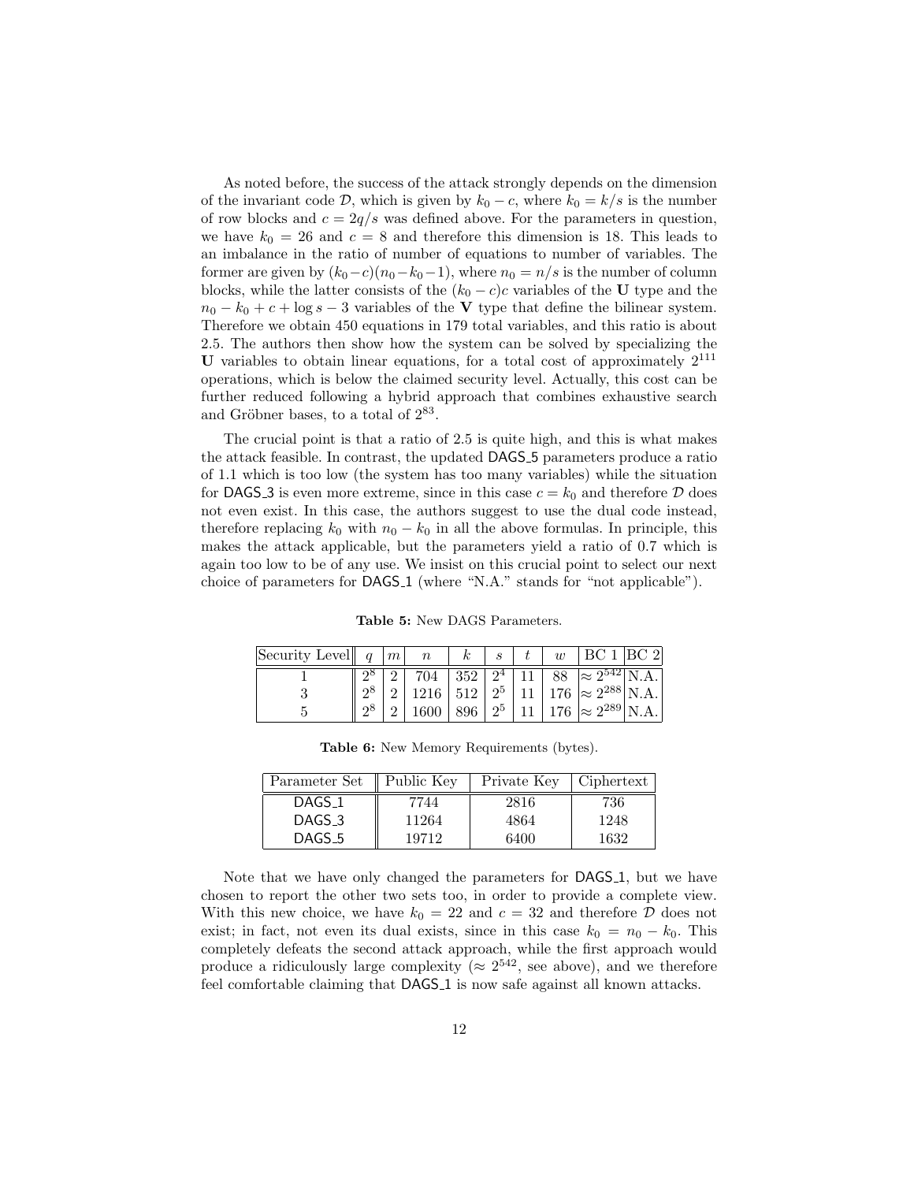As noted before, the success of the attack strongly depends on the dimension of the invariant code $\mathcal{D}$, which is given by $k_0 - c$, where $k_0 = k/s$ is the number of row blocks and $c = 2q/s$ was defined above. For the parameters in question, we have $k_0 = 26$ and $c = 8$ and therefore this dimension is 18. This leads to an imbalance in the ratio of number of equations to number of variables. The former are given by $(k_0 - c)(n_0 - k_0 - 1)$, where $n_0 = n/s$ is the number of column blocks, while the latter consists of the $(k_0 - c)c$ variables of the $\mathbf{U}$ type and the $n_0 - k_0 + c + \log s - 3$ variables of the $\mathbf{V}$ type that define the bilinear system. Therefore we obtain 450 equations in 179 total variables, and this ratio is about 2.5. The authors then show how the system can be solved by specializing the $\mathbf{U}$ variables to obtain linear equations, for a total cost of approximately $2^{111}$ operations, which is below the claimed security level. Actually, this cost can be further reduced following a hybrid approach that combines exhaustive search and Gröbner bases, to a total of $2^{83}$.

The crucial point is that a ratio of 2.5 is quite high, and this is what makes the attack feasible. In contrast, the updated DAGS_5 parameters produce a ratio of 1.1 which is too low (the system has too many variables) while the situation for DAGS_3 is even more extreme, since in this case $c = k_0$ and therefore $\mathcal{D}$ does not even exist. In this case, the authors suggest to use the dual code instead, therefore replacing $k_0$ with $n_0 - k_0$ in all the above formulas. In principle, this makes the attack applicable, but the parameters yield a ratio of 0.7 which is again too low to be of any use. We insist on this crucial point to select our next choice of parameters for DAGS_1 (where "N.A." stands for "not applicable").

**Table 5:** New DAGS Parameters.

| Security Level | $q$ | $m$ | $n$ | $k$ | $s$ | $t$ | $w$ | BC 1 | BC 2 |
|---|---|---|---|---|---|---|---|---|---|
| 1 | $2^8$ | 2 | 704 | 352 | $2^4$ | 11 | 88 | $\approx 2^{542}$ | N.A. |
| 3 | $2^8$ | 2 | 1216 | 512 | $2^5$ | 11 | 176 | $\approx 2^{288}$ | N.A. |
| 5 | $2^8$ | 2 | 1600 | 896 | $2^5$ | 11 | 176 | $\approx 2^{289}$ | N.A. |

**Table 6:** New Memory Requirements (bytes).

| Parameter Set | Public Key | Private Key | Ciphertext |
|---|---|---|---|
| DAGS_1 | 7744 | 2816 | 736 |
| DAGS_3 | 11264 | 4864 | 1248 |
| DAGS_5 | 19712 | 6400 | 1632 |

Note that we have only changed the parameters for DAGS_1, but we have chosen to report the other two sets too, in order to provide a complete view. With this new choice, we have $k_0 = 22$ and $c = 32$ and therefore $\mathcal{D}$ does not exist; in fact, not even its dual exists, since in this case $k_0 = n_0 - k_0$. This completely defeats the second attack approach, while the first approach would produce a ridiculously large complexity ($\approx 2^{542}$, see above), and we therefore feel comfortable claiming that DAGS_1 is now safe against all known attacks.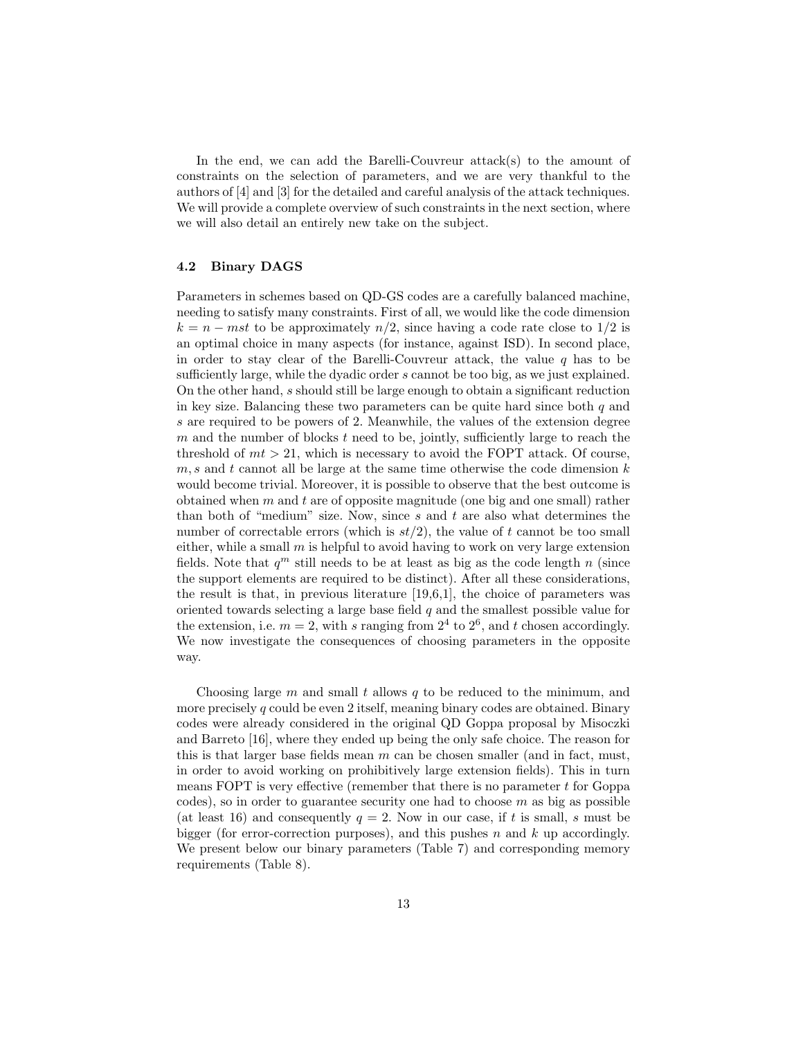In the end, we can add the Barelli-Couvreur attack(s) to the amount of constraints on the selection of parameters, and we are very thankful to the authors of [4] and [3] for the detailed and careful analysis of the attack techniques. We will provide a complete overview of such constraints in the next section, where we will also detail an entirely new take on the subject.

### 4.2 Binary DAGS

Parameters in schemes based on QD-GS codes are a carefully balanced machine, needing to satisfy many constraints. First of all, we would like the code dimension $k = n - mst$ to be approximately $n/2$, since having a code rate close to $1/2$ is an optimal choice in many aspects (for instance, against ISD). In second place, in order to stay clear of the Barelli-Couvreur attack, the value $q$ has to be sufficiently large, while the dyadic order $s$ cannot be too big, as we just explained. On the other hand, $s$ should still be large enough to obtain a significant reduction in key size. Balancing these two parameters can be quite hard since both $q$ and $s$ are required to be powers of 2. Meanwhile, the values of the extension degree $m$ and the number of blocks $t$ need to be, jointly, sufficiently large to reach the threshold of $mt > 21$, which is necessary to avoid the FOPT attack. Of course, $m, s$ and $t$ cannot all be large at the same time otherwise the code dimension $k$ would become trivial. Moreover, it is possible to observe that the best outcome is obtained when $m$ and $t$ are of opposite magnitude (one big and one small) rather than both of "medium" size. Now, since $s$ and $t$ are also what determines the number of correctable errors (which is $st/2$), the value of $t$ cannot be too small either, while a small $m$ is helpful to avoid having to work on very large extension fields. Note that $q^m$ still needs to be at least as big as the code length $n$ (since the support elements are required to be distinct). After all these considerations, the result is that, in previous literature [19,6,1], the choice of parameters was oriented towards selecting a large base field $q$ and the smallest possible value for the extension, i.e. $m = 2$, with $s$ ranging from $2^4$ to $2^6$, and $t$ chosen accordingly. We now investigate the consequences of choosing parameters in the opposite way.

Choosing large $m$ and small $t$ allows $q$ to be reduced to the minimum, and more precisely $q$ could be even 2 itself, meaning binary codes are obtained. Binary codes were already considered in the original QD Goppa proposal by Misoczki and Barreto [16], where they ended up being the only safe choice. The reason for this is that larger base fields mean $m$ can be chosen smaller (and in fact, must, in order to avoid working on prohibitively large extension fields). This in turn means FOPT is very effective (remember that there is no parameter $t$ for Goppa codes), so in order to guarantee security one had to choose $m$ as big as possible (at least 16) and consequently $q = 2$. Now in our case, if $t$ is small, $s$ must be bigger (for error-correction purposes), and this pushes $n$ and $k$ up accordingly. We present below our binary parameters (Table 7) and corresponding memory requirements (Table 8).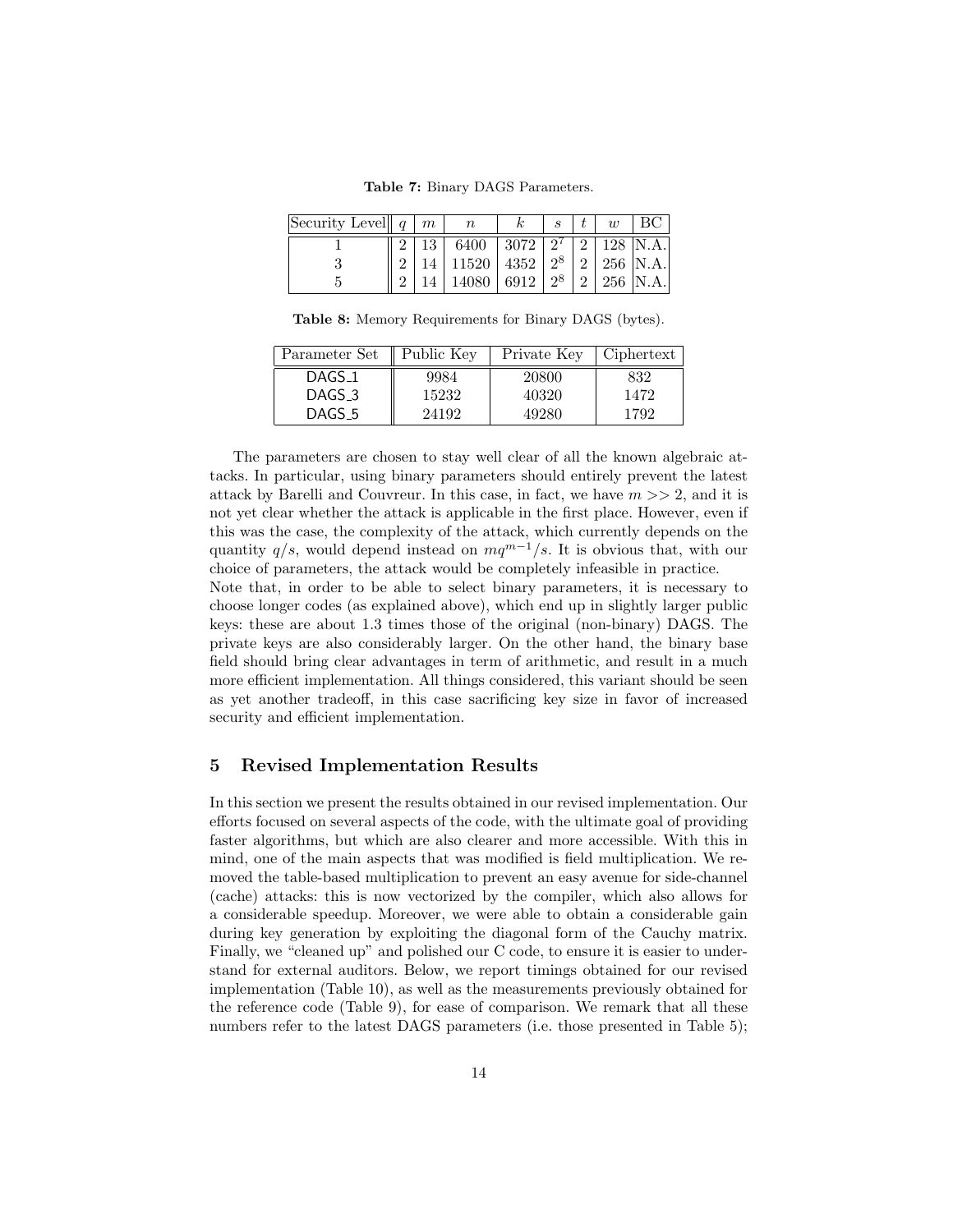**Table 7:** Binary DAGS Parameters.

| Security Level | $q$ | $m$ | $n$ | $k$ | $s$ | $t$ | $w$ | BC |
|---|---|---|---|---|---|---|---|---|
| 1 | 2 | 13 | 6400 | 3072 | $2^7$ | 2 | 128 | N.A. |
| 3 | 2 | 14 | 11520 | 4352 | $2^8$ | 2 | 256 | N.A. |
| 5 | 2 | 14 | 14080 | 6912 | $2^8$ | 2 | 256 | N.A. |

**Table 8:** Memory Requirements for Binary DAGS (bytes).

| Parameter Set | Public Key | Private Key | Ciphertext |
|---|---|---|---|
| DAGS_1 | 9984 | 20800 | 832 |
| DAGS_3 | 15232 | 40320 | 1472 |
| DAGS_5 | 24192 | 49280 | 1792 |

The parameters are chosen to stay well clear of all the known algebraic attacks. In particular, using binary parameters should entirely prevent the latest attack by Barelli and Couvreur. In this case, in fact, we have $m >> 2$, and it is not yet clear whether the attack is applicable in the first place. However, even if this was the case, the complexity of the attack, which currently depends on the quantity $q/s$, would depend instead on $mq^{m-1}/s$. It is obvious that, with our choice of parameters, the attack would be completely infeasible in practice.
Note that, in order to be able to select binary parameters, it is necessary to choose longer codes (as explained above), which end up in slightly larger public keys: these are about 1.3 times those of the original (non-binary) DAGS. The private keys are also considerably larger. On the other hand, the binary base field should bring clear advantages in term of arithmetic, and result in a much more efficient implementation. All things considered, this variant should be seen as yet another tradeoff, in this case sacrificing key size in favor of increased security and efficient implementation.

## 5 Revised Implementation Results

In this section we present the results obtained in our revised implementation. Our efforts focused on several aspects of the code, with the ultimate goal of providing faster algorithms, but which are also clearer and more accessible. With this in mind, one of the main aspects that was modified is field multiplication. We removed the table-based multiplication to prevent an easy avenue for side-channel (cache) attacks: this is now vectorized by the compiler, which also allows for a considerable speedup. Moreover, we were able to obtain a considerable gain during key generation by exploiting the diagonal form of the Cauchy matrix. Finally, we "cleaned up" and polished our C code, to ensure it is easier to understand for external auditors. Below, we report timings obtained for our revised implementation (Table 10), as well as the measurements previously obtained for the reference code (Table 9), for ease of comparison. We remark that all these numbers refer to the latest DAGS parameters (i.e. those presented in Table 5);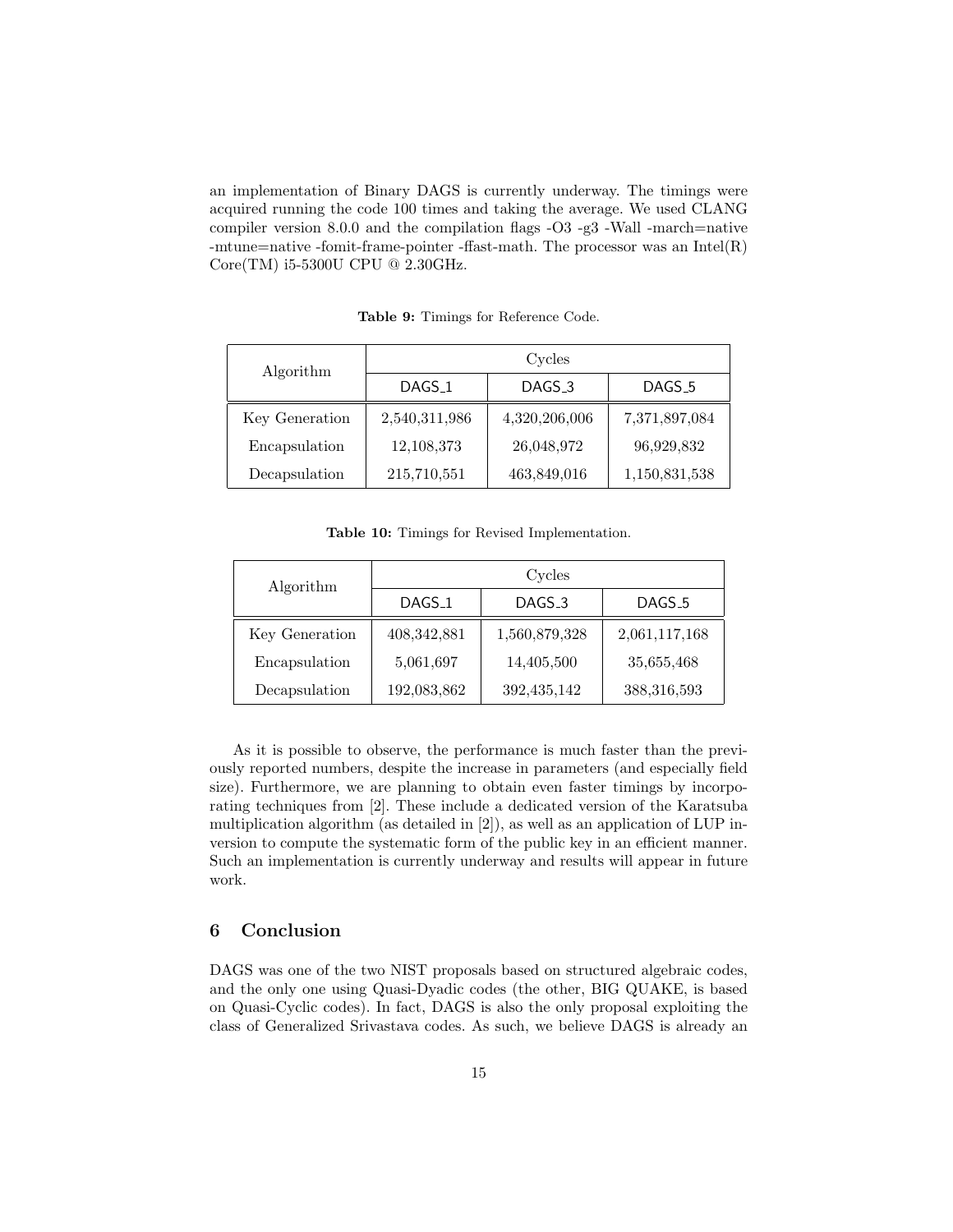an implementation of Binary DAGS is currently underway. The timings were acquired running the code 100 times and taking the average. We used CLANG compiler version 8.0.0 and the compilation flags -O3 -g3 -Wall -march=native -mtune=native -fomit-frame-pointer -ffast-math. The processor was an Intel(R) Core(TM) i5-5300U CPU @ 2.30GHz.

**Table 9:** Timings for Reference Code.

| Algorithm | Cycles | | |
|---|---|---|---|
| | DAGS_1 | DAGS_3 | DAGS_5 |
| Key Generation | 2,540,311,986 | 4,320,206,006 | 7,371,897,084 |
| Encapsulation | 12,108,373 | 26,048,972 | 96,929,832 |
| Decapsulation | 215,710,551 | 463,849,016 | 1,150,831,538 |

**Table 10:** Timings for Revised Implementation.

| Algorithm | Cycles | | |
|---|---|---|---|
| | DAGS_1 | DAGS_3 | DAGS_5 |
| Key Generation | 408,342,881 | 1,560,879,328 | 2,061,117,168 |
| Encapsulation | 5,061,697 | 14,405,500 | 35,655,468 |
| Decapsulation | 192,083,862 | 392,435,142 | 388,316,593 |

As it is possible to observe, the performance is much faster than the previously reported numbers, despite the increase in parameters (and especially field size). Furthermore, we are planning to obtain even faster timings by incorporating techniques from [2]. These include a dedicated version of the Karatsuba multiplication algorithm (as detailed in [2]), as well as an application of LUP inversion to compute the systematic form of the public key in an efficient manner. Such an implementation is currently underway and results will appear in future work.

## 6 Conclusion

DAGS was one of the two NIST proposals based on structured algebraic codes, and the only one using Quasi-Dyadic codes (the other, BIG QUAKE, is based on Quasi-Cyclic codes). In fact, DAGS is also the only proposal exploiting the class of Generalized Srivastava codes. As such, we believe DAGS is already an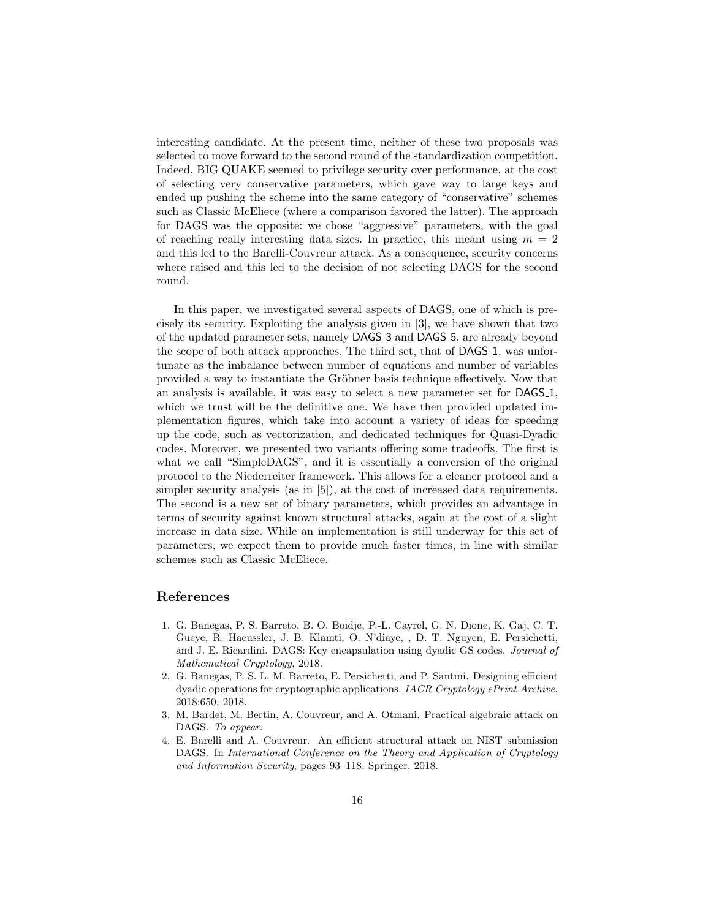interesting candidate. At the present time, neither of these two proposals was selected to move forward to the second round of the standardization competition. Indeed, BIG QUAKE seemed to privilege security over performance, at the cost of selecting very conservative parameters, which gave way to large keys and ended up pushing the scheme into the same category of "conservative" schemes such as Classic McEliece (where a comparison favored the latter). The approach for DAGS was the opposite: we chose "aggressive" parameters, with the goal of reaching really interesting data sizes. In practice, this meant using $m = 2$ and this led to the Barelli-Couvreur attack. As a consequence, security concerns where raised and this led to the decision of not selecting DAGS for the second round.

In this paper, we investigated several aspects of DAGS, one of which is precisely its security. Exploiting the analysis given in [3], we have shown that two of the updated parameter sets, namely DAGS_3 and DAGS_5, are already beyond the scope of both attack approaches. The third set, that of DAGS_1, was unfortunate as the imbalance between number of equations and number of variables provided a way to instantiate the Gröbner basis technique effectively. Now that an analysis is available, it was easy to select a new parameter set for DAGS_1, which we trust will be the definitive one. We have then provided updated implementation figures, which take into account a variety of ideas for speeding up the code, such as vectorization, and dedicated techniques for Quasi-Dyadic codes. Moreover, we presented two variants offering some tradeoffs. The first is what we call "SimpleDAGS", and it is essentially a conversion of the original protocol to the Niederreiter framework. This allows for a cleaner protocol and a simpler security analysis (as in [5]), at the cost of increased data requirements. The second is a new set of binary parameters, which provides an advantage in terms of security against known structural attacks, again at the cost of a slight increase in data size. While an implementation is still underway for this set of parameters, we expect them to provide much faster times, in line with similar schemes such as Classic McEliece.

## References

1. G. Banegas, P. S. Barreto, B. O. Boidje, P.-L. Cayrel, G. N. Dione, K. Gaj, C. T. Gueye, R. Haeussler, J. B. Klamti, O. N'diaye, , D. T. Nguyen, E. Persichetti, and J. E. Ricardini. DAGS: Key encapsulation using dyadic GS codes. *Journal of Mathematical Cryptology*, 2018.
2. G. Banegas, P. S. L. M. Barreto, E. Persichetti, and P. Santini. Designing efficient dyadic operations for cryptographic applications. *IACR Cryptology ePrint Archive*, 2018:650, 2018.
3. M. Bardet, M. Bertin, A. Couvreur, and A. Otmani. Practical algebraic attack on DAGS. *To appear.*
4. E. Barelli and A. Couvreur. An efficient structural attack on NIST submission DAGS. In *International Conference on the Theory and Application of Cryptology and Information Security*, pages 93–118. Springer, 2018.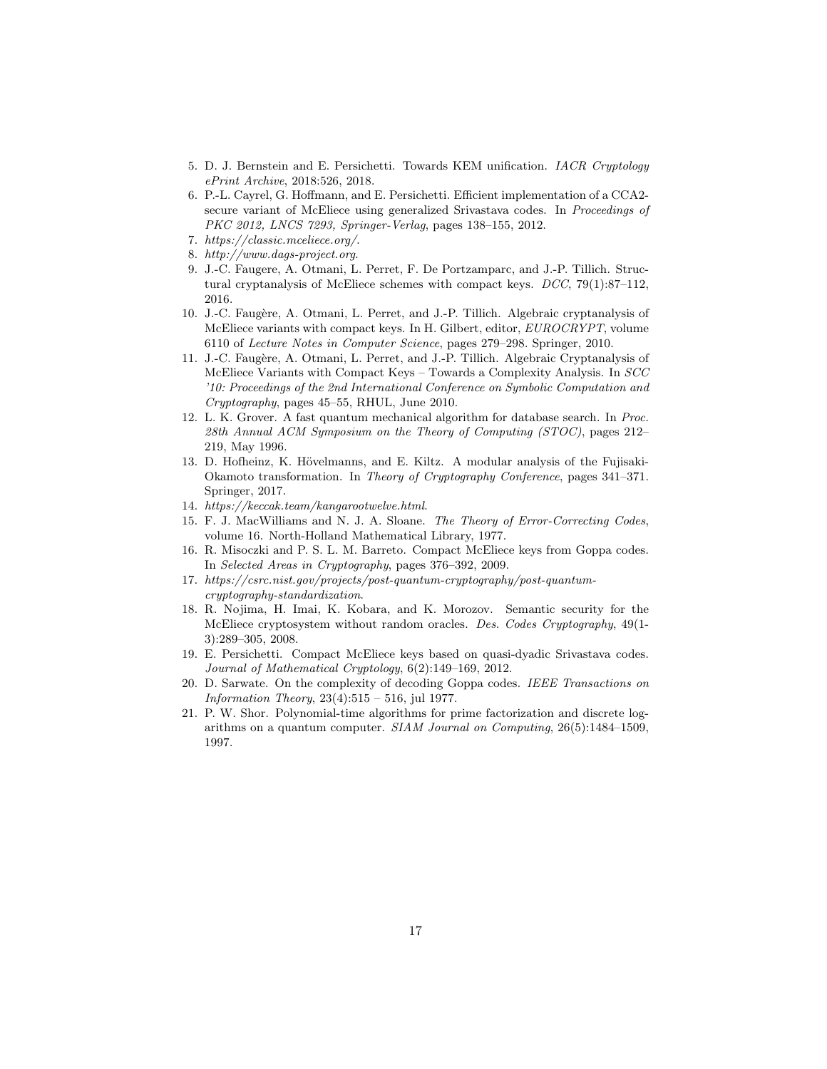5. D. J. Bernstein and E. Persichetti. Towards KEM unification. *IACR Cryptology ePrint Archive*, 2018:526, 2018.
6. P.-L. Cayrel, G. Hoffmann, and E. Persichetti. Efficient implementation of a CCA2-secure variant of McEliece using generalized Srivastava codes. In *Proceedings of PKC 2012, LNCS 7293, Springer-Verlag*, pages 138–155, 2012.
7. *https://classic.mceliece.org/*.
8. *http://www.dags-project.org*.
9. J.-C. Faugere, A. Otmani, L. Perret, F. De Portzamparc, and J.-P. Tillich. Structural cryptanalysis of McEliece schemes with compact keys. *DCC*, 79(1):87–112, 2016.
10. J.-C. Faugère, A. Otmani, L. Perret, and J.-P. Tillich. Algebraic cryptanalysis of McEliece variants with compact keys. In H. Gilbert, editor, *EUROCRYPT*, volume 6110 of *Lecture Notes in Computer Science*, pages 279–298. Springer, 2010.
11. J.-C. Faugère, A. Otmani, L. Perret, and J.-P. Tillich. Algebraic Cryptanalysis of McEliece Variants with Compact Keys – Towards a Complexity Analysis. In *SCC '10: Proceedings of the 2nd International Conference on Symbolic Computation and Cryptography*, pages 45–55, RHUL, June 2010.
12. L. K. Grover. A fast quantum mechanical algorithm for database search. In *Proc. 28th Annual ACM Symposium on the Theory of Computing (STOC)*, pages 212–219, May 1996.
13. D. Hofheinz, K. Hövelmanns, and E. Kiltz. A modular analysis of the Fujisaki-Okamoto transformation. In *Theory of Cryptography Conference*, pages 341–371. Springer, 2017.
14. *https://keccak.team/kangarootwelve.html*.
15. F. J. MacWilliams and N. J. A. Sloane. *The Theory of Error-Correcting Codes*, volume 16. North-Holland Mathematical Library, 1977.
16. R. Misoczki and P. S. L. M. Barreto. Compact McEliece keys from Goppa codes. In *Selected Areas in Cryptography*, pages 376–392, 2009.
17. *https://csrc.nist.gov/projects/post-quantum-cryptography/post-quantum-cryptography-standardization*.
18. R. Nojima, H. Imai, K. Kobara, and K. Morozov. Semantic security for the McEliece cryptosystem without random oracles. *Des. Codes Cryptography*, 49(1-3):289–305, 2008.
19. E. Persichetti. Compact McEliece keys based on quasi-dyadic Srivastava codes. *Journal of Mathematical Cryptology*, 6(2):149–169, 2012.
20. D. Sarwate. On the complexity of decoding Goppa codes. *IEEE Transactions on Information Theory*, 23(4):515 – 516, jul 1977.
21. P. W. Shor. Polynomial-time algorithms for prime factorization and discrete logarithms on a quantum computer. *SIAM Journal on Computing*, 26(5):1484–1509, 1997.